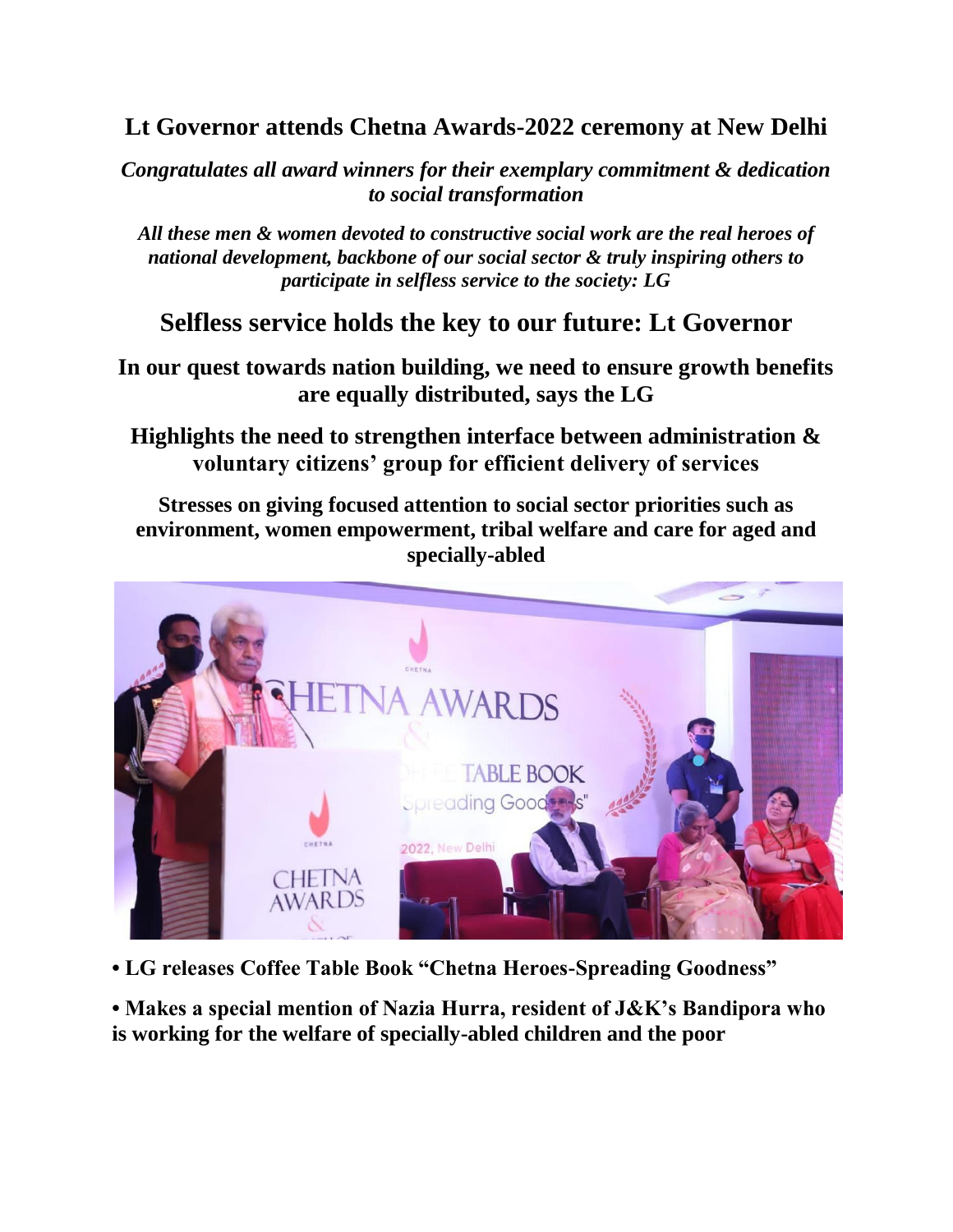# Lt Governor attends Chetna Awards-2022 ceremony at New Delhi

***Congratulates all award winners for their exemplary commitment & dedication to social transformation***

***All these men & women devoted to constructive social work are the real heroes of national development, backbone of our social sector & truly inspiring others to participate in selfless service to the society: LG***

## Selfless service holds the key to our future: Lt Governor

### In our quest towards nation building, we need to ensure growth benefits are equally distributed, says the LG

### Highlights the need to strengthen interface between administration & voluntary citizens' group for efficient delivery of services

**Stresses on giving focused attention to social sector priorities such as environment, women empowerment, tribal welfare and care for aged and specially-abled**

- **LG releases Coffee Table Book "Chetna Heroes-Spreading Goodness"**
- **Makes a special mention of Nazia Hurra, resident of J&K's Bandipora who is working for the welfare of specially-abled children and the poor**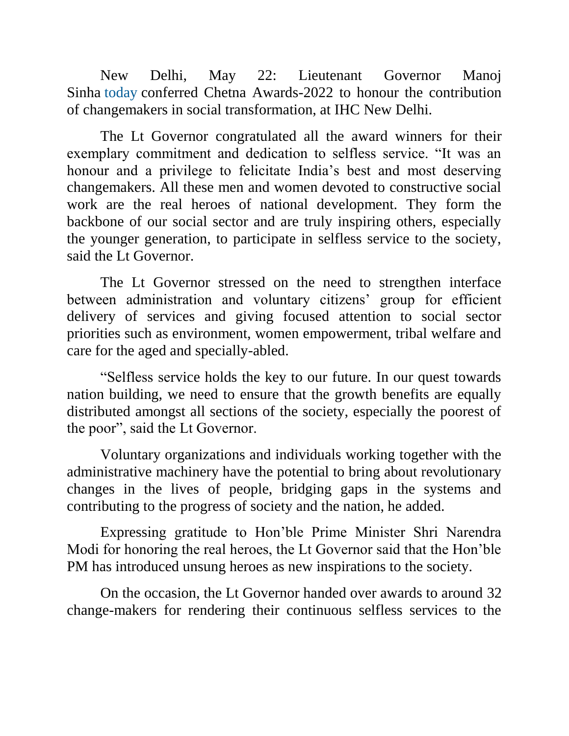New Delhi, May 22: Lieutenant Governor Manoj Sinha today conferred Chetna Awards-2022 to honour the contribution of changemakers in social transformation, at IHC New Delhi.

The Lt Governor congratulated all the award winners for their exemplary commitment and dedication to selfless service. "It was an honour and a privilege to felicitate India's best and most deserving changemakers. All these men and women devoted to constructive social work are the real heroes of national development. They form the backbone of our social sector and are truly inspiring others, especially the younger generation, to participate in selfless service to the society, said the Lt Governor.

The Lt Governor stressed on the need to strengthen interface between administration and voluntary citizens' group for efficient delivery of services and giving focused attention to social sector priorities such as environment, women empowerment, tribal welfare and care for the aged and specially-abled.

"Selfless service holds the key to our future. In our quest towards nation building, we need to ensure that the growth benefits are equally distributed amongst all sections of the society, especially the poorest of the poor", said the Lt Governor.

Voluntary organizations and individuals working together with the administrative machinery have the potential to bring about revolutionary changes in the lives of people, bridging gaps in the systems and contributing to the progress of society and the nation, he added.

Expressing gratitude to Hon'ble Prime Minister Shri Narendra Modi for honoring the real heroes, the Lt Governor said that the Hon'ble PM has introduced unsung heroes as new inspirations to the society.

On the occasion, the Lt Governor handed over awards to around 32 change-makers for rendering their continuous selfless services to the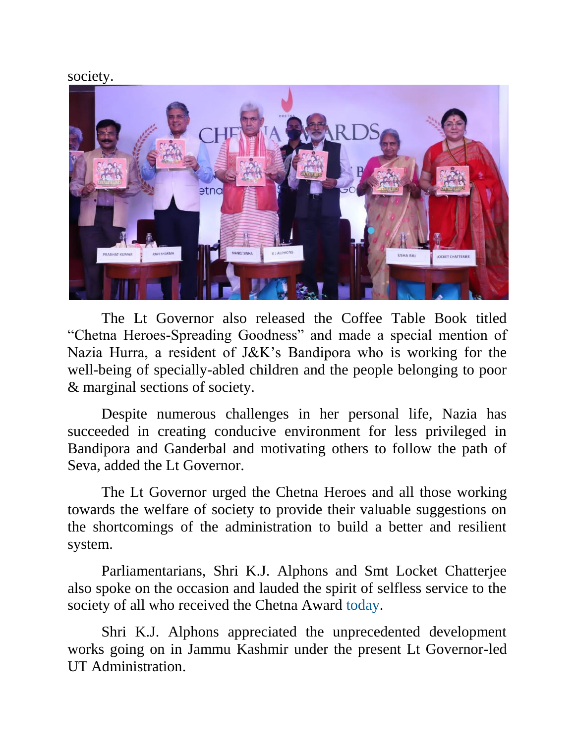society.

The Lt Governor also released the Coffee Table Book titled "Chetna Heroes-Spreading Goodness" and made a special mention of Nazia Hurra, a resident of J&K's Bandipora who is working for the well-being of specially-abled children and the people belonging to poor & marginal sections of society.

Despite numerous challenges in her personal life, Nazia has succeeded in creating conducive environment for less privileged in Bandipora and Ganderbal and motivating others to follow the path of Seva, added the Lt Governor.

The Lt Governor urged the Chetna Heroes and all those working towards the welfare of society to provide their valuable suggestions on the shortcomings of the administration to build a better and resilient system.

Parliamentarians, Shri K.J. Alphons and Smt Locket Chatterjee also spoke on the occasion and lauded the spirit of selfless service to the society of all who received the Chetna Award today.

Shri K.J. Alphons appreciated the unprecedented development works going on in Jammu Kashmir under the present Lt Governor-led UT Administration.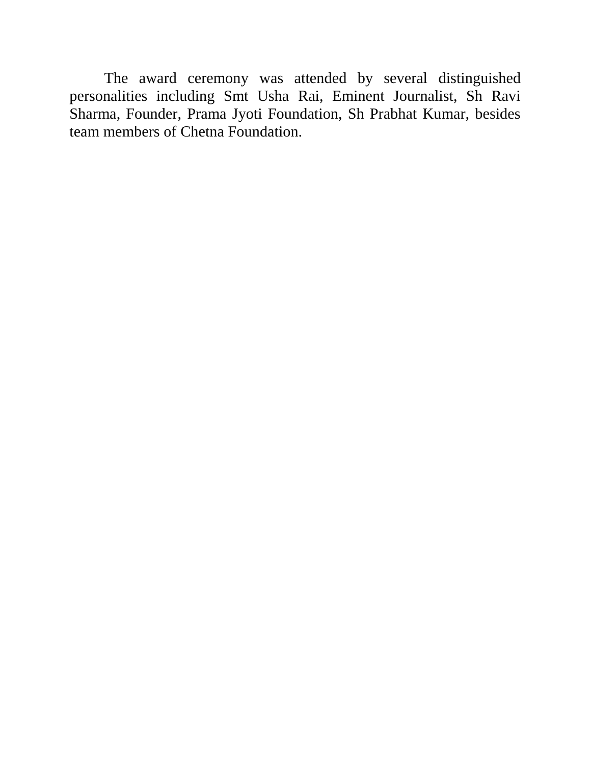The award ceremony was attended by several distinguished personalities including Smt Usha Rai, Eminent Journalist, Sh Ravi Sharma, Founder, Prama Jyoti Foundation, Sh Prabhat Kumar, besides team members of Chetna Foundation.